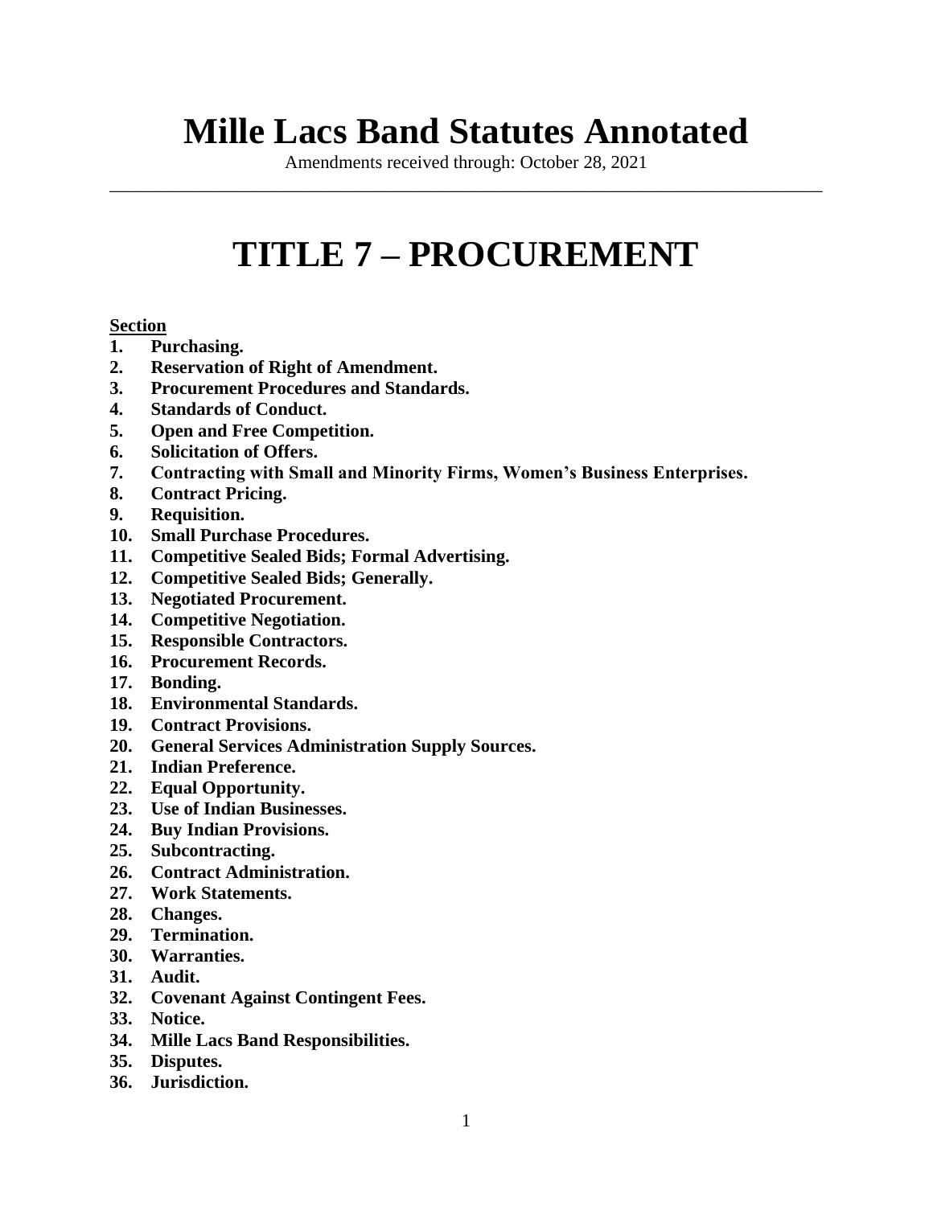# Mille Lacs Band Statutes Annotated

Amendments received through: October 28, 2021

---

# TITLE 7 – PROCUREMENT

**Section**

1. **Purchasing.**
2. **Reservation of Right of Amendment.**
3. **Procurement Procedures and Standards.**
4. **Standards of Conduct.**
5. **Open and Free Competition.**
6. **Solicitation of Offers.**
7. **Contracting with Small and Minority Firms, Women's Business Enterprises.**
8. **Contract Pricing.**
9. **Requisition.**
10. **Small Purchase Procedures.**
11. **Competitive Sealed Bids; Formal Advertising.**
12. **Competitive Sealed Bids; Generally.**
13. **Negotiated Procurement.**
14. **Competitive Negotiation.**
15. **Responsible Contractors.**
16. **Procurement Records.**
17. **Bonding.**
18. **Environmental Standards.**
19. **Contract Provisions.**
20. **General Services Administration Supply Sources.**
21. **Indian Preference.**
22. **Equal Opportunity.**
23. **Use of Indian Businesses.**
24. **Buy Indian Provisions.**
25. **Subcontracting.**
26. **Contract Administration.**
27. **Work Statements.**
28. **Changes.**
29. **Termination.**
30. **Warranties.**
31. **Audit.**
32. **Covenant Against Contingent Fees.**
33. **Notice.**
34. **Mille Lacs Band Responsibilities.**
35. **Disputes.**
36. **Jurisdiction.**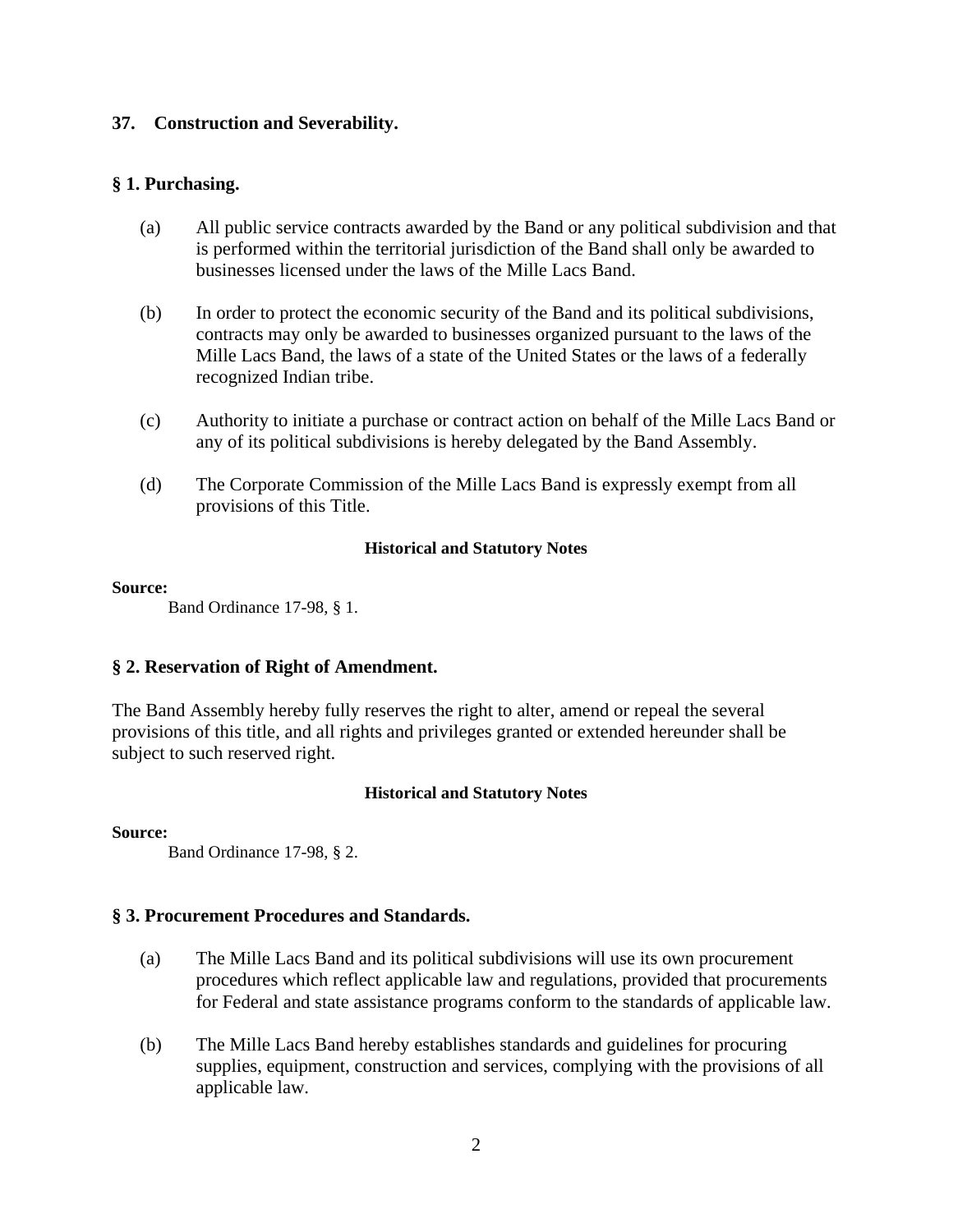**37. Construction and Severability.**

## § 1. Purchasing.

(a) All public service contracts awarded by the Band or any political subdivision and that is performed within the territorial jurisdiction of the Band shall only be awarded to businesses licensed under the laws of the Mille Lacs Band.

(b) In order to protect the economic security of the Band and its political subdivisions, contracts may only be awarded to businesses organized pursuant to the laws of the Mille Lacs Band, the laws of a state of the United States or the laws of a federally recognized Indian tribe.

(c) Authority to initiate a purchase or contract action on behalf of the Mille Lacs Band or any of its political subdivisions is hereby delegated by the Band Assembly.

(d) The Corporate Commission of the Mille Lacs Band is expressly exempt from all provisions of this Title.

**Historical and Statutory Notes**

**Source:**

Band Ordinance 17-98, § 1.

## § 2. Reservation of Right of Amendment.

The Band Assembly hereby fully reserves the right to alter, amend or repeal the several provisions of this title, and all rights and privileges granted or extended hereunder shall be subject to such reserved right.

**Historical and Statutory Notes**

**Source:**

Band Ordinance 17-98, § 2.

## § 3. Procurement Procedures and Standards.

(a) The Mille Lacs Band and its political subdivisions will use its own procurement procedures which reflect applicable law and regulations, provided that procurements for Federal and state assistance programs conform to the standards of applicable law.

(b) The Mille Lacs Band hereby establishes standards and guidelines for procuring supplies, equipment, construction and services, complying with the provisions of all applicable law.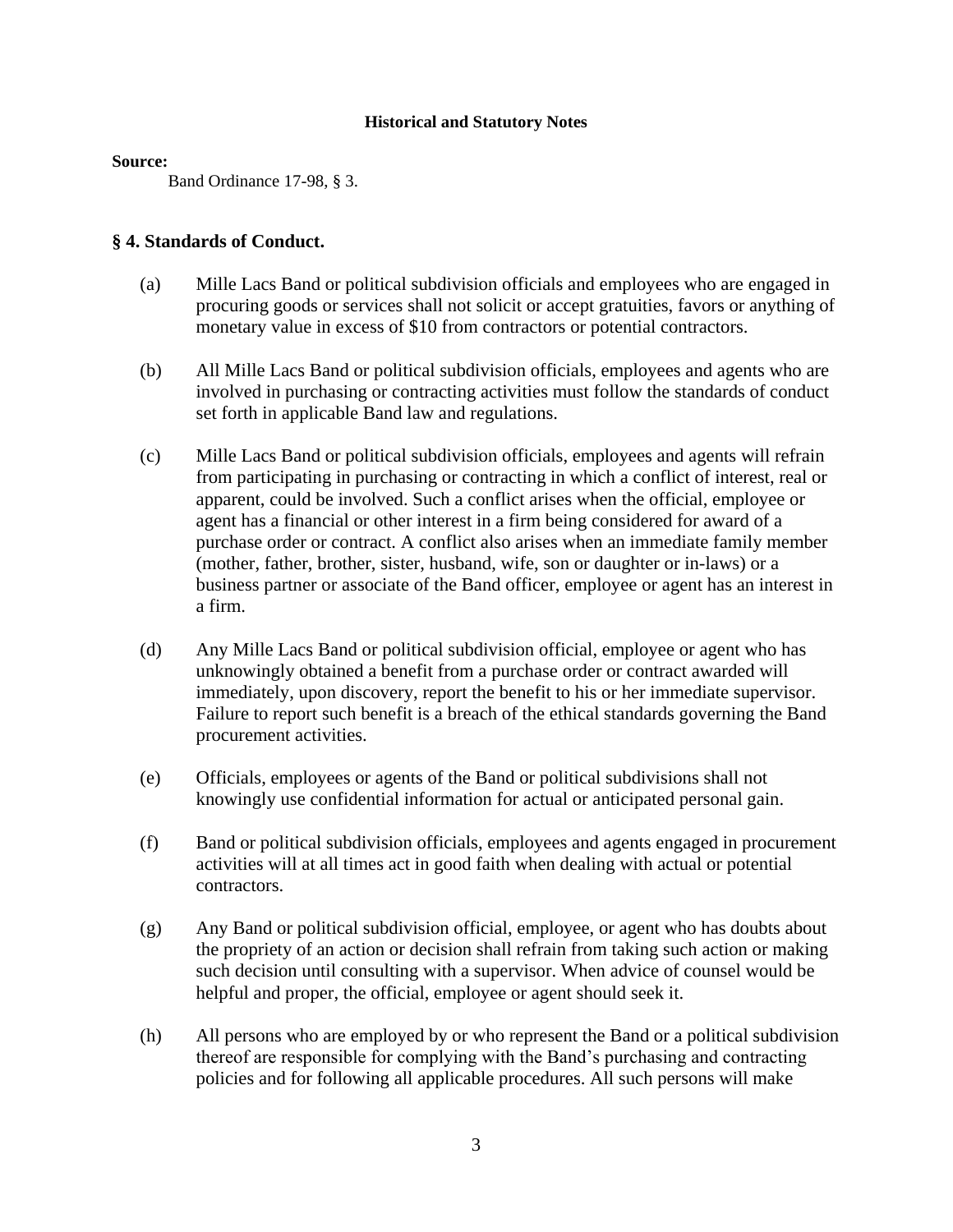**Historical and Statutory Notes**

**Source:**

Band Ordinance 17-98, § 3.

## § 4. Standards of Conduct.

(a) Mille Lacs Band or political subdivision officials and employees who are engaged in procuring goods or services shall not solicit or accept gratuities, favors or anything of monetary value in excess of $10 from contractors or potential contractors.

(b) All Mille Lacs Band or political subdivision officials, employees and agents who are involved in purchasing or contracting activities must follow the standards of conduct set forth in applicable Band law and regulations.

(c) Mille Lacs Band or political subdivision officials, employees and agents will refrain from participating in purchasing or contracting in which a conflict of interest, real or apparent, could be involved. Such a conflict arises when the official, employee or agent has a financial or other interest in a firm being considered for award of a purchase order or contract. A conflict also arises when an immediate family member (mother, father, brother, sister, husband, wife, son or daughter or in-laws) or a business partner or associate of the Band officer, employee or agent has an interest in a firm.

(d) Any Mille Lacs Band or political subdivision official, employee or agent who has unknowingly obtained a benefit from a purchase order or contract awarded will immediately, upon discovery, report the benefit to his or her immediate supervisor. Failure to report such benefit is a breach of the ethical standards governing the Band procurement activities.

(e) Officials, employees or agents of the Band or political subdivisions shall not knowingly use confidential information for actual or anticipated personal gain.

(f) Band or political subdivision officials, employees and agents engaged in procurement activities will at all times act in good faith when dealing with actual or potential contractors.

(g) Any Band or political subdivision official, employee, or agent who has doubts about the propriety of an action or decision shall refrain from taking such action or making such decision until consulting with a supervisor. When advice of counsel would be helpful and proper, the official, employee or agent should seek it.

(h) All persons who are employed by or who represent the Band or a political subdivision thereof are responsible for complying with the Band's purchasing and contracting policies and for following all applicable procedures. All such persons will make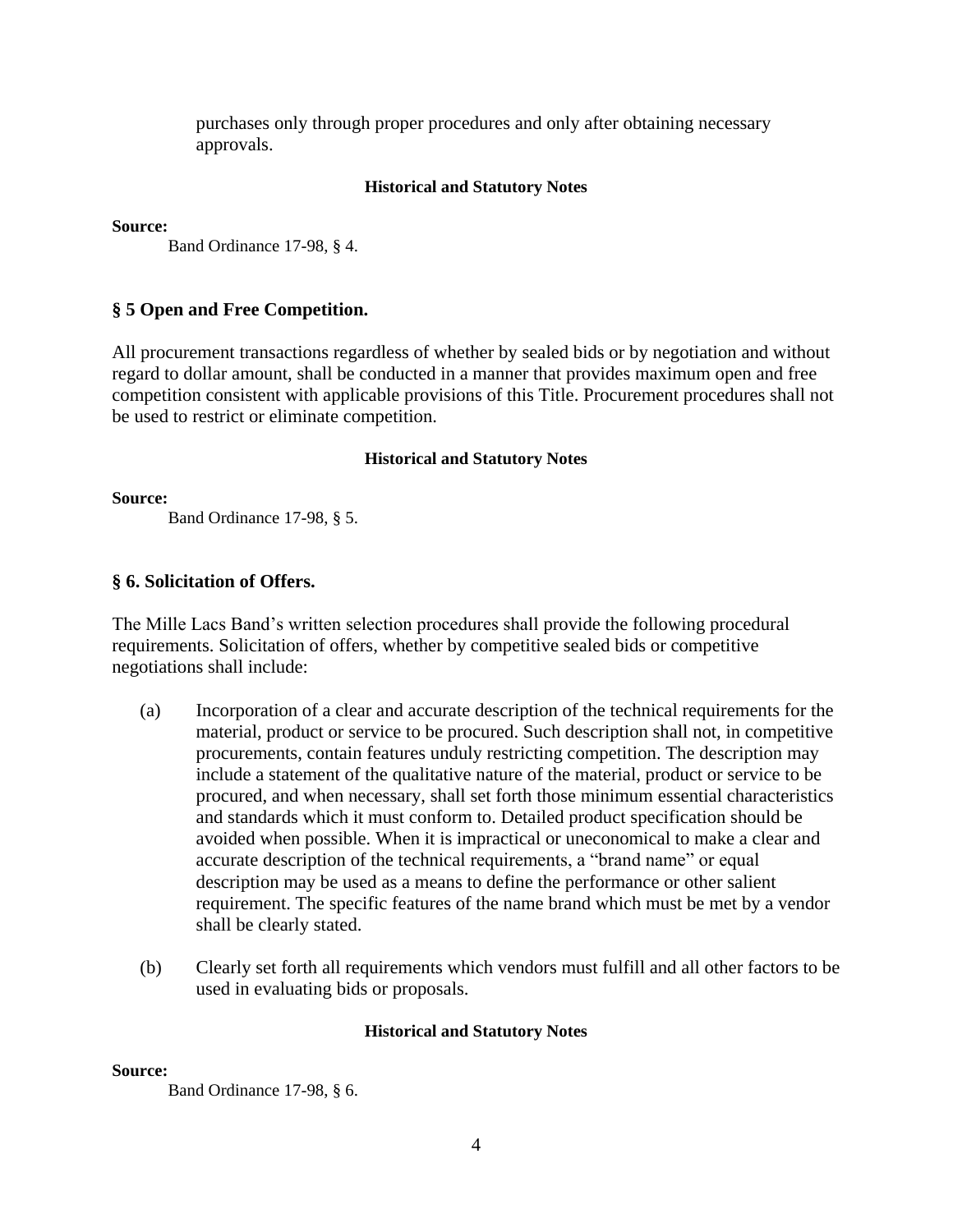purchases only through proper procedures and only after obtaining necessary approvals.

**Historical and Statutory Notes**

**Source:**

Band Ordinance 17-98, § 4.

### § 5 Open and Free Competition.

All procurement transactions regardless of whether by sealed bids or by negotiation and without regard to dollar amount, shall be conducted in a manner that provides maximum open and free competition consistent with applicable provisions of this Title. Procurement procedures shall not be used to restrict or eliminate competition.

**Historical and Statutory Notes**

**Source:**

Band Ordinance 17-98, § 5.

### § 6. Solicitation of Offers.

The Mille Lacs Band's written selection procedures shall provide the following procedural requirements. Solicitation of offers, whether by competitive sealed bids or competitive negotiations shall include:

(a) Incorporation of a clear and accurate description of the technical requirements for the material, product or service to be procured. Such description shall not, in competitive procurements, contain features unduly restricting competition. The description may include a statement of the qualitative nature of the material, product or service to be procured, and when necessary, shall set forth those minimum essential characteristics and standards which it must conform to. Detailed product specification should be avoided when possible. When it is impractical or uneconomical to make a clear and accurate description of the technical requirements, a "brand name" or equal description may be used as a means to define the performance or other salient requirement. The specific features of the name brand which must be met by a vendor shall be clearly stated.

(b) Clearly set forth all requirements which vendors must fulfill and all other factors to be used in evaluating bids or proposals.

**Historical and Statutory Notes**

**Source:**

Band Ordinance 17-98, § 6.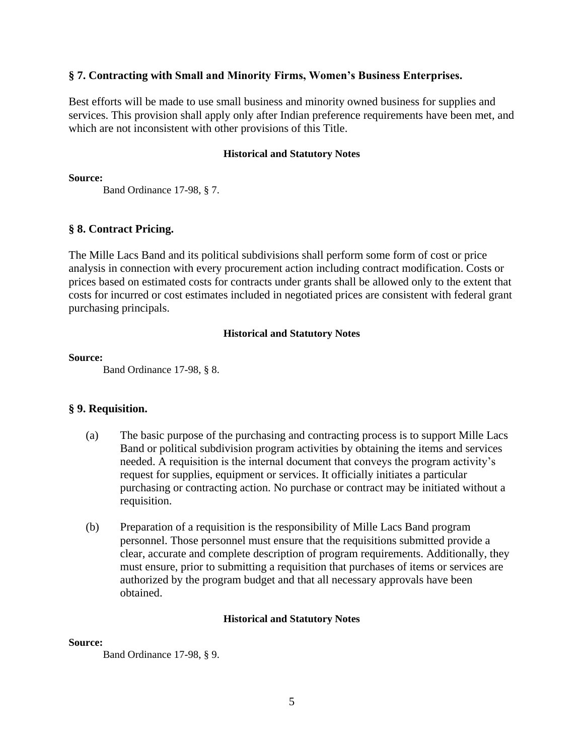## § 7. Contracting with Small and Minority Firms, Women's Business Enterprises.

Best efforts will be made to use small business and minority owned business for supplies and services. This provision shall apply only after Indian preference requirements have been met, and which are not inconsistent with other provisions of this Title.

**Historical and Statutory Notes**

**Source:**

Band Ordinance 17-98, § 7.

## § 8. Contract Pricing.

The Mille Lacs Band and its political subdivisions shall perform some form of cost or price analysis in connection with every procurement action including contract modification. Costs or prices based on estimated costs for contracts under grants shall be allowed only to the extent that costs for incurred or cost estimates included in negotiated prices are consistent with federal grant purchasing principals.

**Historical and Statutory Notes**

**Source:**

Band Ordinance 17-98, § 8.

## § 9. Requisition.

(a) The basic purpose of the purchasing and contracting process is to support Mille Lacs Band or political subdivision program activities by obtaining the items and services needed. A requisition is the internal document that conveys the program activity's request for supplies, equipment or services. It officially initiates a particular purchasing or contracting action. No purchase or contract may be initiated without a requisition.

(b) Preparation of a requisition is the responsibility of Mille Lacs Band program personnel. Those personnel must ensure that the requisitions submitted provide a clear, accurate and complete description of program requirements. Additionally, they must ensure, prior to submitting a requisition that purchases of items or services are authorized by the program budget and that all necessary approvals have been obtained.

**Historical and Statutory Notes**

**Source:**

Band Ordinance 17-98, § 9.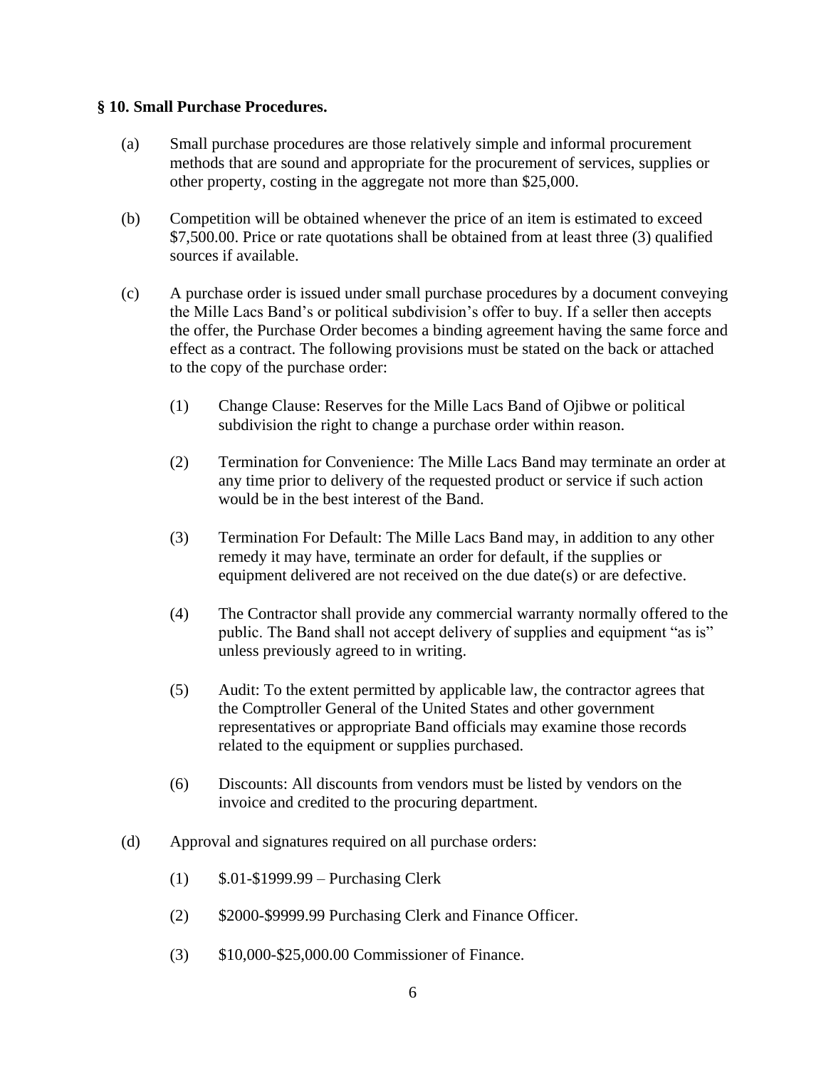**§ 10. Small Purchase Procedures.**

(a) Small purchase procedures are those relatively simple and informal procurement methods that are sound and appropriate for the procurement of services, supplies or other property, costing in the aggregate not more than $25,000.

(b) Competition will be obtained whenever the price of an item is estimated to exceed $7,500.00. Price or rate quotations shall be obtained from at least three (3) qualified sources if available.

(c) A purchase order is issued under small purchase procedures by a document conveying the Mille Lacs Band's or political subdivision's offer to buy. If a seller then accepts the offer, the Purchase Order becomes a binding agreement having the same force and effect as a contract. The following provisions must be stated on the back or attached to the copy of the purchase order:

(1) Change Clause: Reserves for the Mille Lacs Band of Ojibwe or political subdivision the right to change a purchase order within reason.

(2) Termination for Convenience: The Mille Lacs Band may terminate an order at any time prior to delivery of the requested product or service if such action would be in the best interest of the Band.

(3) Termination For Default: The Mille Lacs Band may, in addition to any other remedy it may have, terminate an order for default, if the supplies or equipment delivered are not received on the due date(s) or are defective.

(4) The Contractor shall provide any commercial warranty normally offered to the public. The Band shall not accept delivery of supplies and equipment "as is" unless previously agreed to in writing.

(5) Audit: To the extent permitted by applicable law, the contractor agrees that the Comptroller General of the United States and other government representatives or appropriate Band officials may examine those records related to the equipment or supplies purchased.

(6) Discounts: All discounts from vendors must be listed by vendors on the invoice and credited to the procuring department.

(d) Approval and signatures required on all purchase orders:

(1) $.01-$1999.99 – Purchasing Clerk

(2) $2000-$9999.99 Purchasing Clerk and Finance Officer.

(3) $10,000-$25,000.00 Commissioner of Finance.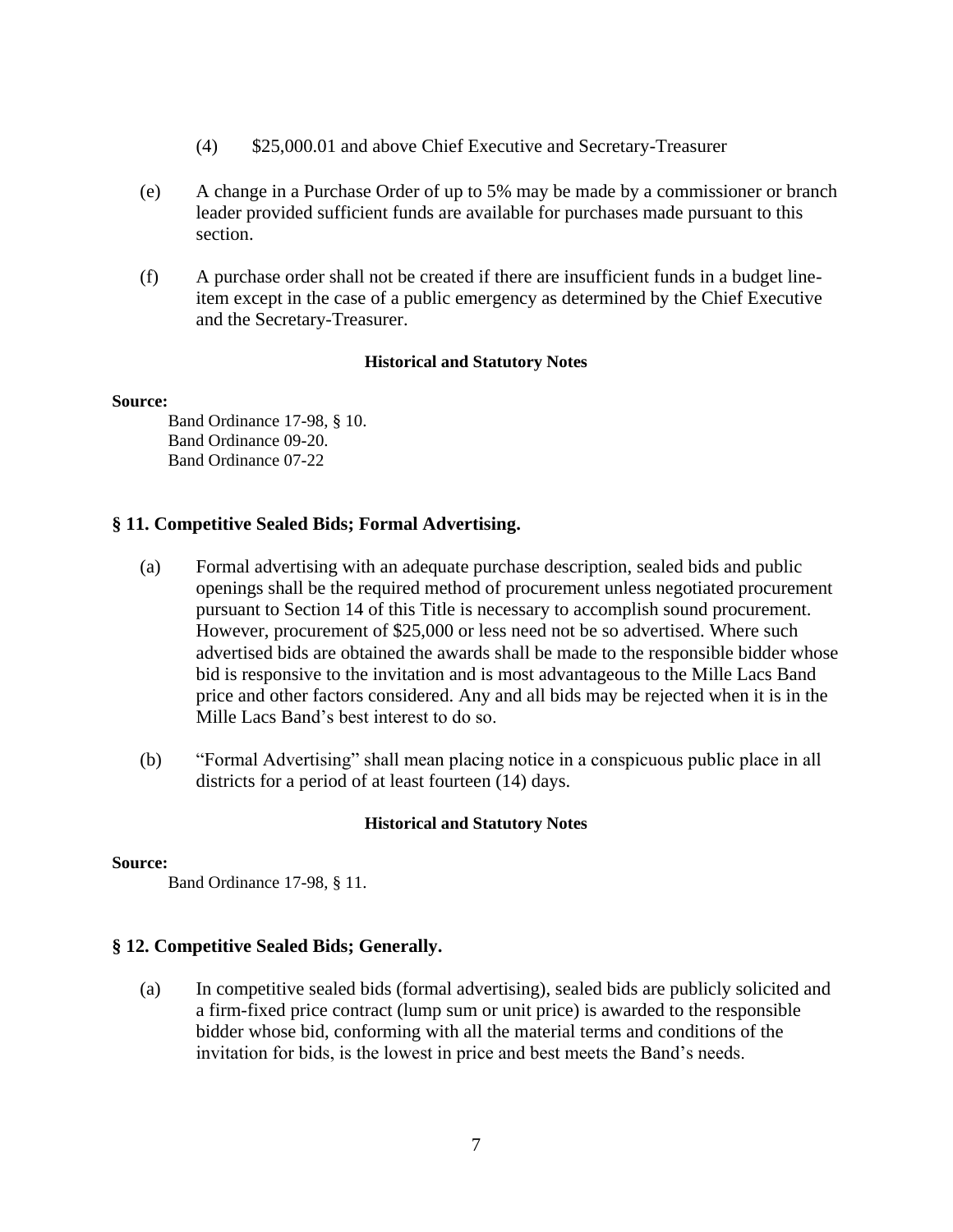(4) $25,000.01 and above Chief Executive and Secretary-Treasurer

(e) A change in a Purchase Order of up to 5% may be made by a commissioner or branch leader provided sufficient funds are available for purchases made pursuant to this section.

(f) A purchase order shall not be created if there are insufficient funds in a budget line-item except in the case of a public emergency as determined by the Chief Executive and the Secretary-Treasurer.

**Historical and Statutory Notes**

**Source:**

Band Ordinance 17-98, § 10.
Band Ordinance 09-20.
Band Ordinance 07-22

### § 11. Competitive Sealed Bids; Formal Advertising.

(a) Formal advertising with an adequate purchase description, sealed bids and public openings shall be the required method of procurement unless negotiated procurement pursuant to Section 14 of this Title is necessary to accomplish sound procurement. However, procurement of $25,000 or less need not be so advertised. Where such advertised bids are obtained the awards shall be made to the responsible bidder whose bid is responsive to the invitation and is most advantageous to the Mille Lacs Band price and other factors considered. Any and all bids may be rejected when it is in the Mille Lacs Band's best interest to do so.

(b) "Formal Advertising" shall mean placing notice in a conspicuous public place in all districts for a period of at least fourteen (14) days.

**Historical and Statutory Notes**

**Source:**

Band Ordinance 17-98, § 11.

### § 12. Competitive Sealed Bids; Generally.

(a) In competitive sealed bids (formal advertising), sealed bids are publicly solicited and a firm-fixed price contract (lump sum or unit price) is awarded to the responsible bidder whose bid, conforming with all the material terms and conditions of the invitation for bids, is the lowest in price and best meets the Band's needs.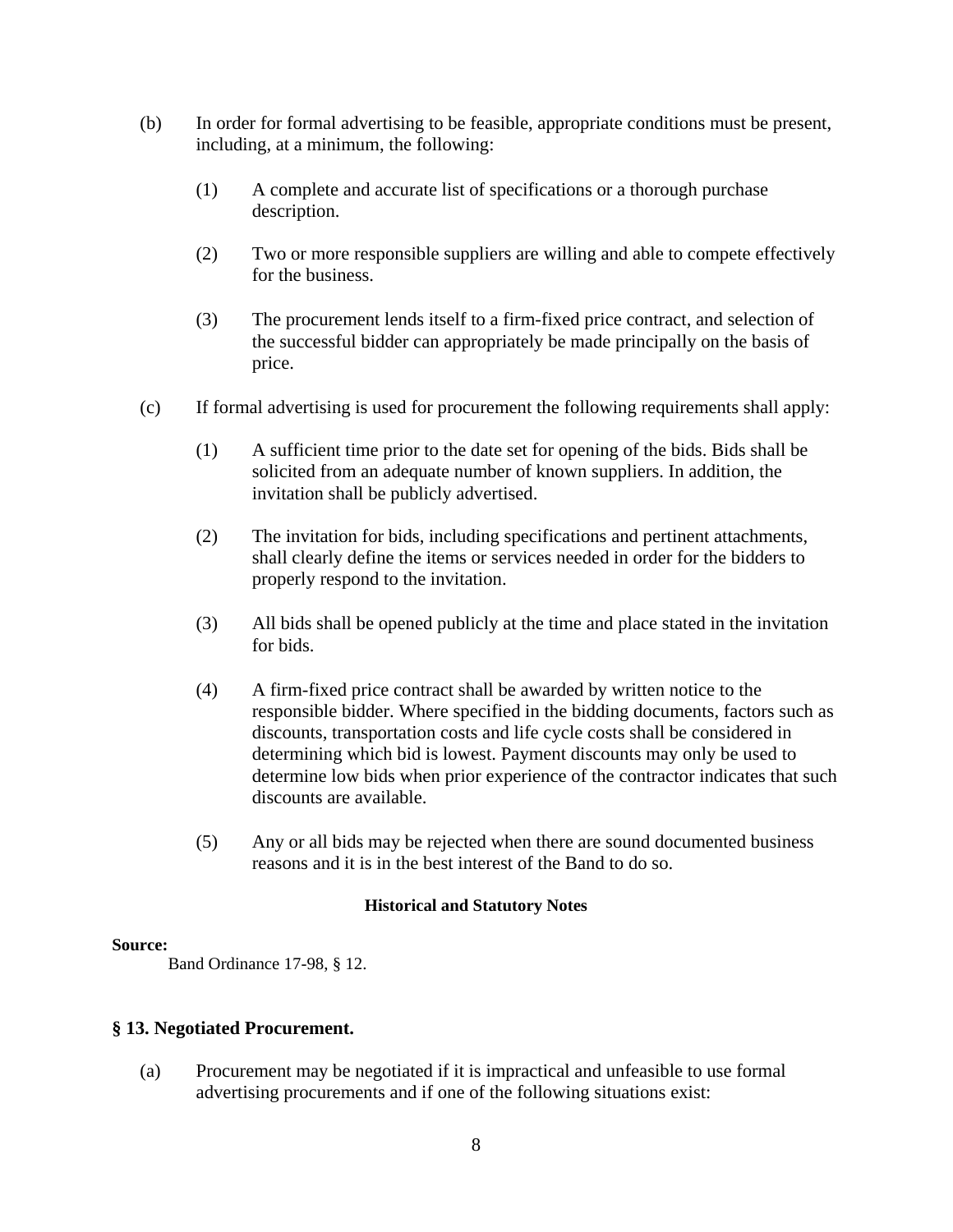(b) In order for formal advertising to be feasible, appropriate conditions must be present, including, at a minimum, the following:

   (1) A complete and accurate list of specifications or a thorough purchase description.

   (2) Two or more responsible suppliers are willing and able to compete effectively for the business.

   (3) The procurement lends itself to a firm-fixed price contract, and selection of the successful bidder can appropriately be made principally on the basis of price.

(c) If formal advertising is used for procurement the following requirements shall apply:

   (1) A sufficient time prior to the date set for opening of the bids. Bids shall be solicited from an adequate number of known suppliers. In addition, the invitation shall be publicly advertised.

   (2) The invitation for bids, including specifications and pertinent attachments, shall clearly define the items or services needed in order for the bidders to properly respond to the invitation.

   (3) All bids shall be opened publicly at the time and place stated in the invitation for bids.

   (4) A firm-fixed price contract shall be awarded by written notice to the responsible bidder. Where specified in the bidding documents, factors such as discounts, transportation costs and life cycle costs shall be considered in determining which bid is lowest. Payment discounts may only be used to determine low bids when prior experience of the contractor indicates that such discounts are available.

   (5) Any or all bids may be rejected when there are sound documented business reasons and it is in the best interest of the Band to do so.

**Historical and Statutory Notes**

**Source:**
Band Ordinance 17-98, § 12.

### § 13. Negotiated Procurement.

(a) Procurement may be negotiated if it is impractical and unfeasible to use formal advertising procurements and if one of the following situations exist: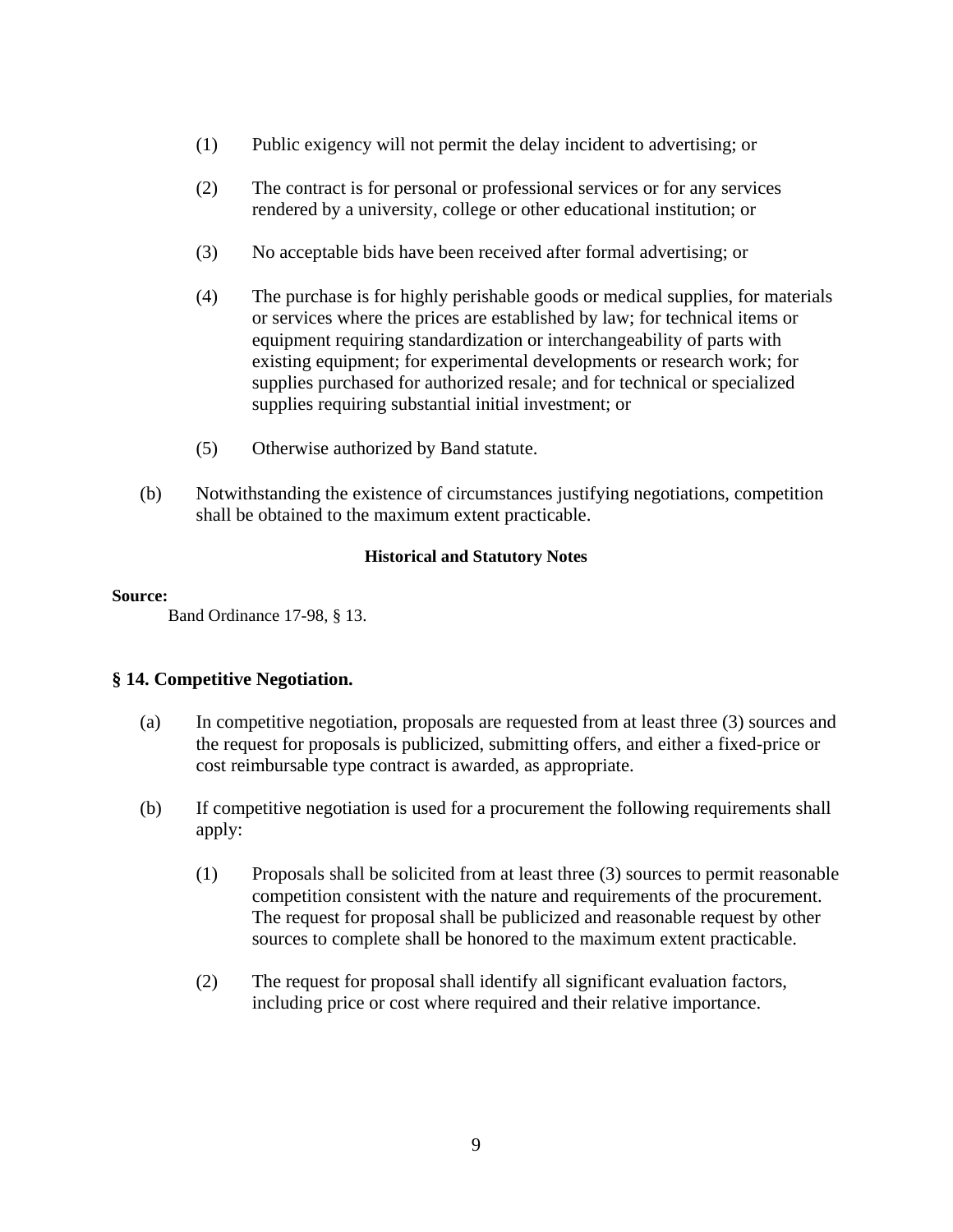(1) Public exigency will not permit the delay incident to advertising; or

(2) The contract is for personal or professional services or for any services rendered by a university, college or other educational institution; or

(3) No acceptable bids have been received after formal advertising; or

(4) The purchase is for highly perishable goods or medical supplies, for materials or services where the prices are established by law; for technical items or equipment requiring standardization or interchangeability of parts with existing equipment; for experimental developments or research work; for supplies purchased for authorized resale; and for technical or specialized supplies requiring substantial initial investment; or

(5) Otherwise authorized by Band statute.

(b) Notwithstanding the existence of circumstances justifying negotiations, competition shall be obtained to the maximum extent practicable.

**Historical and Statutory Notes**

**Source:**
Band Ordinance 17-98, § 13.

### § 14. Competitive Negotiation.

(a) In competitive negotiation, proposals are requested from at least three (3) sources and the request for proposals is publicized, submitting offers, and either a fixed-price or cost reimbursable type contract is awarded, as appropriate.

(b) If competitive negotiation is used for a procurement the following requirements shall apply:

(1) Proposals shall be solicited from at least three (3) sources to permit reasonable competition consistent with the nature and requirements of the procurement. The request for proposal shall be publicized and reasonable request by other sources to complete shall be honored to the maximum extent practicable.

(2) The request for proposal shall identify all significant evaluation factors, including price or cost where required and their relative importance.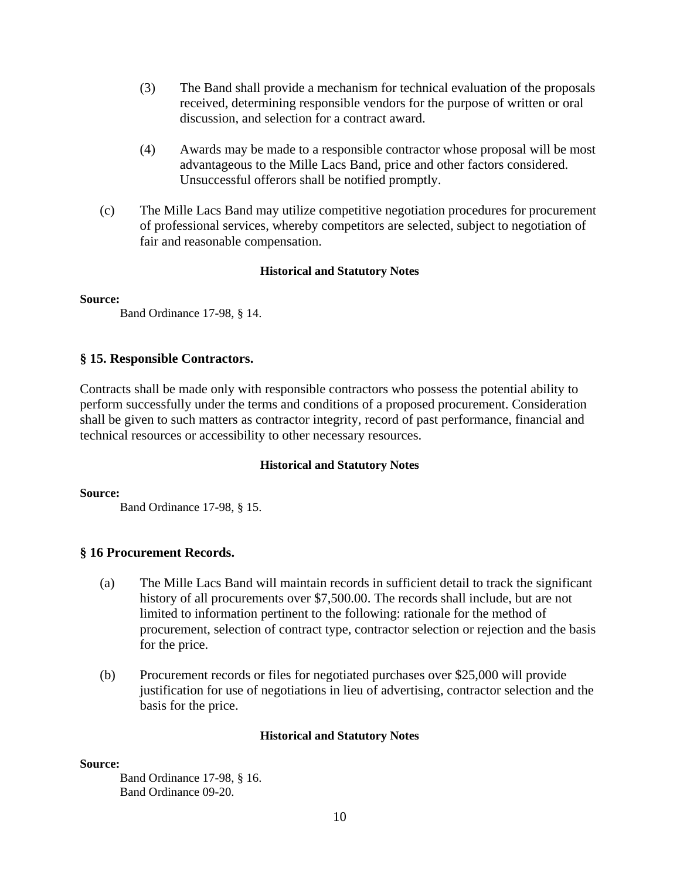(3) The Band shall provide a mechanism for technical evaluation of the proposals received, determining responsible vendors for the purpose of written or oral discussion, and selection for a contract award.

(4) Awards may be made to a responsible contractor whose proposal will be most advantageous to the Mille Lacs Band, price and other factors considered. Unsuccessful offerors shall be notified promptly.

(c) The Mille Lacs Band may utilize competitive negotiation procedures for procurement of professional services, whereby competitors are selected, subject to negotiation of fair and reasonable compensation.

**Historical and Statutory Notes**

**Source:**

Band Ordinance 17-98, § 14.

### § 15. Responsible Contractors.

Contracts shall be made only with responsible contractors who possess the potential ability to perform successfully under the terms and conditions of a proposed procurement. Consideration shall be given to such matters as contractor integrity, record of past performance, financial and technical resources or accessibility to other necessary resources.

**Historical and Statutory Notes**

**Source:**

Band Ordinance 17-98, § 15.

### § 16 Procurement Records.

(a) The Mille Lacs Band will maintain records in sufficient detail to track the significant history of all procurements over $7,500.00. The records shall include, but are not limited to information pertinent to the following: rationale for the method of procurement, selection of contract type, contractor selection or rejection and the basis for the price.

(b) Procurement records or files for negotiated purchases over $25,000 will provide justification for use of negotiations in lieu of advertising, contractor selection and the basis for the price.

**Historical and Statutory Notes**

**Source:**

Band Ordinance 17-98, § 16.
Band Ordinance 09-20.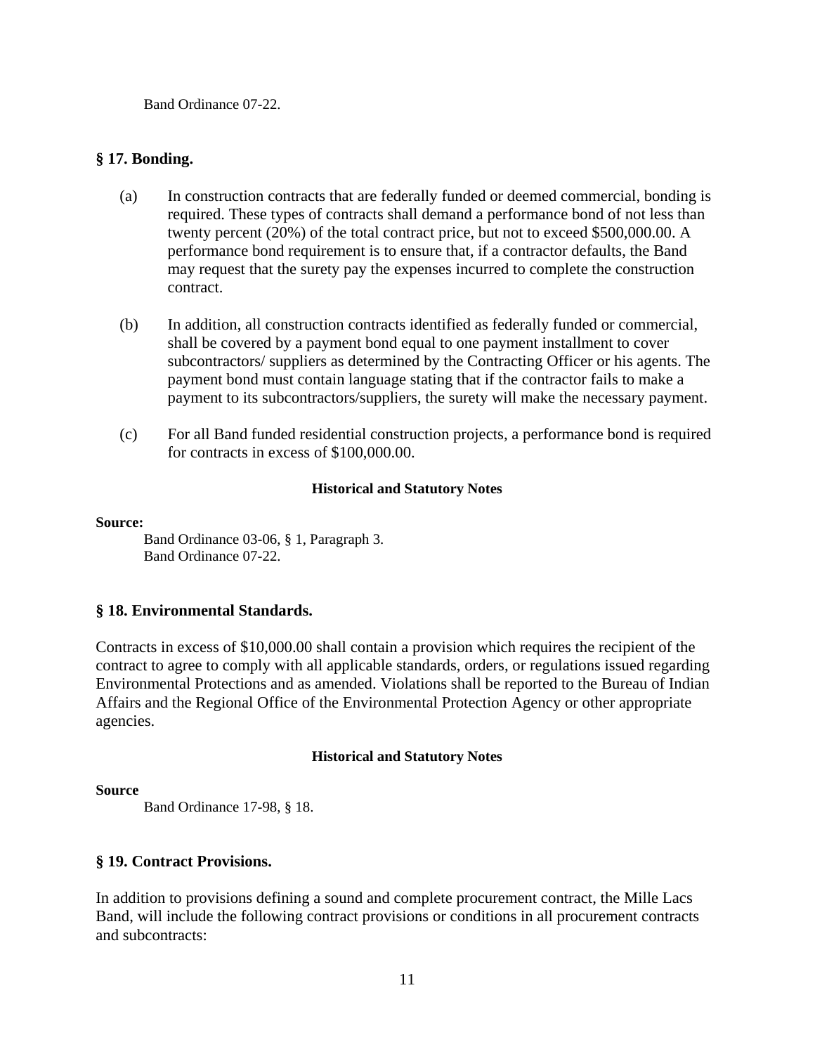Band Ordinance 07-22.

## § 17. Bonding.

(a) In construction contracts that are federally funded or deemed commercial, bonding is required. These types of contracts shall demand a performance bond of not less than twenty percent (20%) of the total contract price, but not to exceed $500,000.00. A performance bond requirement is to ensure that, if a contractor defaults, the Band may request that the surety pay the expenses incurred to complete the construction contract.

(b) In addition, all construction contracts identified as federally funded or commercial, shall be covered by a payment bond equal to one payment installment to cover subcontractors/ suppliers as determined by the Contracting Officer or his agents. The payment bond must contain language stating that if the contractor fails to make a payment to its subcontractors/suppliers, the surety will make the necessary payment.

(c) For all Band funded residential construction projects, a performance bond is required for contracts in excess of $100,000.00.

**Historical and Statutory Notes**

**Source:**

Band Ordinance 03-06, § 1, Paragraph 3.
Band Ordinance 07-22.

## § 18. Environmental Standards.

Contracts in excess of $10,000.00 shall contain a provision which requires the recipient of the contract to agree to comply with all applicable standards, orders, or regulations issued regarding Environmental Protections and as amended. Violations shall be reported to the Bureau of Indian Affairs and the Regional Office of the Environmental Protection Agency or other appropriate agencies.

**Historical and Statutory Notes**

**Source**

Band Ordinance 17-98, § 18.

## § 19. Contract Provisions.

In addition to provisions defining a sound and complete procurement contract, the Mille Lacs Band, will include the following contract provisions or conditions in all procurement contracts and subcontracts: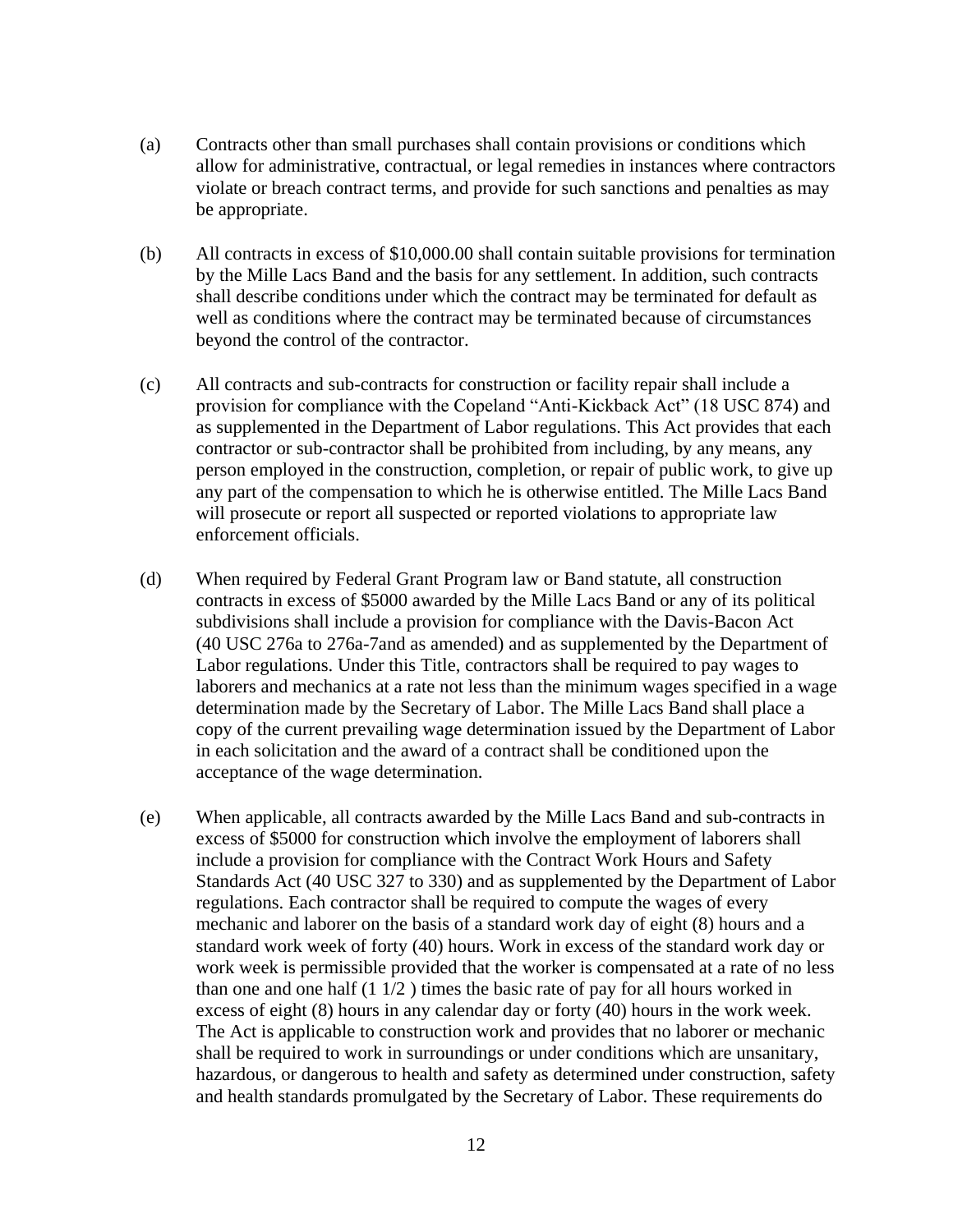(a) Contracts other than small purchases shall contain provisions or conditions which allow for administrative, contractual, or legal remedies in instances where contractors violate or breach contract terms, and provide for such sanctions and penalties as may be appropriate.

(b) All contracts in excess of $10,000.00 shall contain suitable provisions for termination by the Mille Lacs Band and the basis for any settlement. In addition, such contracts shall describe conditions under which the contract may be terminated for default as well as conditions where the contract may be terminated because of circumstances beyond the control of the contractor.

(c) All contracts and sub-contracts for construction or facility repair shall include a provision for compliance with the Copeland "Anti-Kickback Act" (18 USC 874) and as supplemented in the Department of Labor regulations. This Act provides that each contractor or sub-contractor shall be prohibited from including, by any means, any person employed in the construction, completion, or repair of public work, to give up any part of the compensation to which he is otherwise entitled. The Mille Lacs Band will prosecute or report all suspected or reported violations to appropriate law enforcement officials.

(d) When required by Federal Grant Program law or Band statute, all construction contracts in excess of $5000 awarded by the Mille Lacs Band or any of its political subdivisions shall include a provision for compliance with the Davis-Bacon Act (40 USC 276a to 276a-7and as amended) and as supplemented by the Department of Labor regulations. Under this Title, contractors shall be required to pay wages to laborers and mechanics at a rate not less than the minimum wages specified in a wage determination made by the Secretary of Labor. The Mille Lacs Band shall place a copy of the current prevailing wage determination issued by the Department of Labor in each solicitation and the award of a contract shall be conditioned upon the acceptance of the wage determination.

(e) When applicable, all contracts awarded by the Mille Lacs Band and sub-contracts in excess of $5000 for construction which involve the employment of laborers shall include a provision for compliance with the Contract Work Hours and Safety Standards Act (40 USC 327 to 330) and as supplemented by the Department of Labor regulations. Each contractor shall be required to compute the wages of every mechanic and laborer on the basis of a standard work day of eight (8) hours and a standard work week of forty (40) hours. Work in excess of the standard work day or work week is permissible provided that the worker is compensated at a rate of no less than one and one half (1 1/2 ) times the basic rate of pay for all hours worked in excess of eight (8) hours in any calendar day or forty (40) hours in the work week. The Act is applicable to construction work and provides that no laborer or mechanic shall be required to work in surroundings or under conditions which are unsanitary, hazardous, or dangerous to health and safety as determined under construction, safety and health standards promulgated by the Secretary of Labor. These requirements do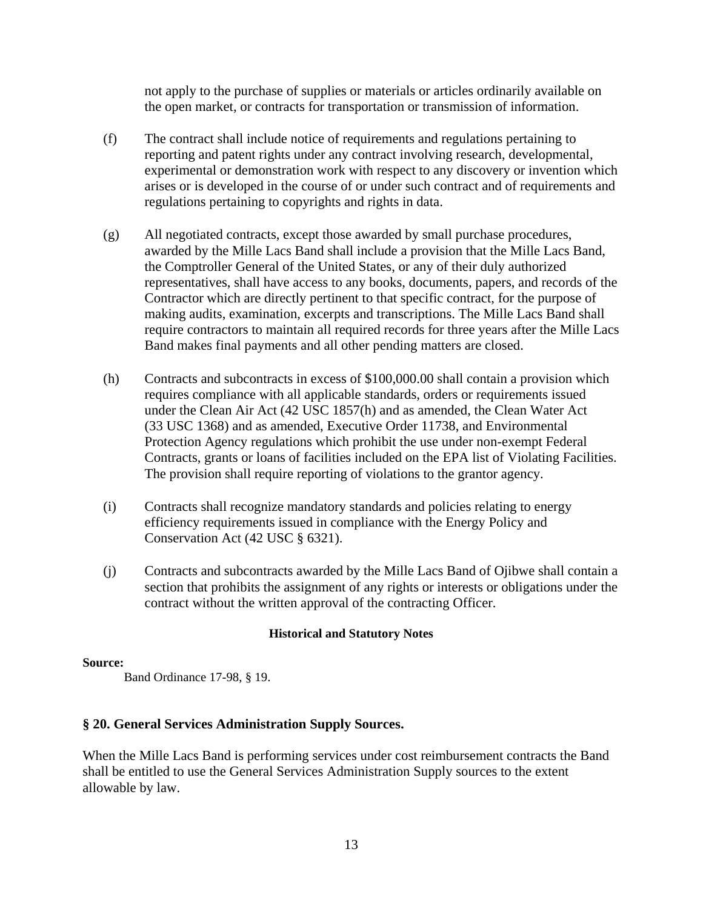not apply to the purchase of supplies or materials or articles ordinarily available on the open market, or contracts for transportation or transmission of information.

(f) The contract shall include notice of requirements and regulations pertaining to reporting and patent rights under any contract involving research, developmental, experimental or demonstration work with respect to any discovery or invention which arises or is developed in the course of or under such contract and of requirements and regulations pertaining to copyrights and rights in data.

(g) All negotiated contracts, except those awarded by small purchase procedures, awarded by the Mille Lacs Band shall include a provision that the Mille Lacs Band, the Comptroller General of the United States, or any of their duly authorized representatives, shall have access to any books, documents, papers, and records of the Contractor which are directly pertinent to that specific contract, for the purpose of making audits, examination, excerpts and transcriptions. The Mille Lacs Band shall require contractors to maintain all required records for three years after the Mille Lacs Band makes final payments and all other pending matters are closed.

(h) Contracts and subcontracts in excess of $100,000.00 shall contain a provision which requires compliance with all applicable standards, orders or requirements issued under the Clean Air Act (42 USC 1857(h) and as amended, the Clean Water Act (33 USC 1368) and as amended, Executive Order 11738, and Environmental Protection Agency regulations which prohibit the use under non-exempt Federal Contracts, grants or loans of facilities included on the EPA list of Violating Facilities. The provision shall require reporting of violations to the grantor agency.

(i) Contracts shall recognize mandatory standards and policies relating to energy efficiency requirements issued in compliance with the Energy Policy and Conservation Act (42 USC § 6321).

(j) Contracts and subcontracts awarded by the Mille Lacs Band of Ojibwe shall contain a section that prohibits the assignment of any rights or interests or obligations under the contract without the written approval of the contracting Officer.

**Historical and Statutory Notes**

**Source:**

Band Ordinance 17-98, § 19.

### § 20. General Services Administration Supply Sources.

When the Mille Lacs Band is performing services under cost reimbursement contracts the Band shall be entitled to use the General Services Administration Supply sources to the extent allowable by law.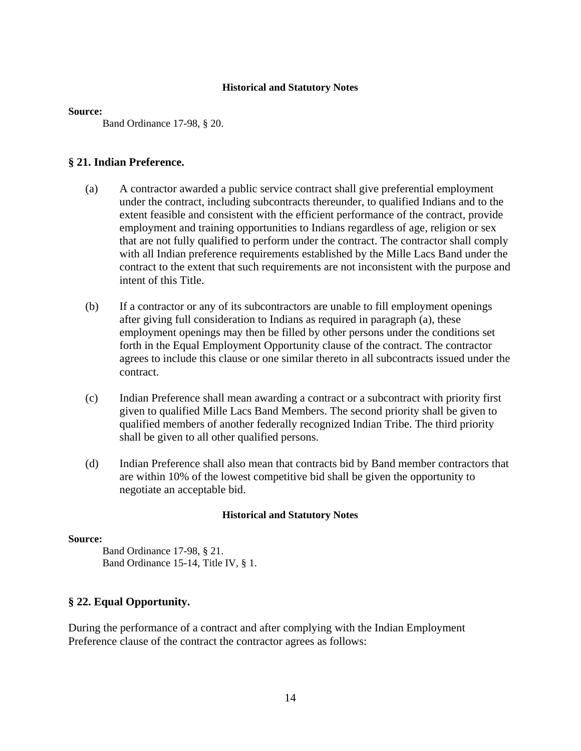#### Historical and Statutory Notes

**Source:**

Band Ordinance 17-98, § 20.

### § 21. Indian Preference.

(a) A contractor awarded a public service contract shall give preferential employment under the contract, including subcontracts thereunder, to qualified Indians and to the extent feasible and consistent with the efficient performance of the contract, provide employment and training opportunities to Indians regardless of age, religion or sex that are not fully qualified to perform under the contract. The contractor shall comply with all Indian preference requirements established by the Mille Lacs Band under the contract to the extent that such requirements are not inconsistent with the purpose and intent of this Title.

(b) If a contractor or any of its subcontractors are unable to fill employment openings after giving full consideration to Indians as required in paragraph (a), these employment openings may then be filled by other persons under the conditions set forth in the Equal Employment Opportunity clause of the contract. The contractor agrees to include this clause or one similar thereto in all subcontracts issued under the contract.

(c) Indian Preference shall mean awarding a contract or a subcontract with priority first given to qualified Mille Lacs Band Members. The second priority shall be given to qualified members of another federally recognized Indian Tribe. The third priority shall be given to all other qualified persons.

(d) Indian Preference shall also mean that contracts bid by Band member contractors that are within 10% of the lowest competitive bid shall be given the opportunity to negotiate an acceptable bid.

#### Historical and Statutory Notes

**Source:**

Band Ordinance 17-98, § 21.
Band Ordinance 15-14, Title IV, § 1.

### § 22. Equal Opportunity.

During the performance of a contract and after complying with the Indian Employment Preference clause of the contract the contractor agrees as follows: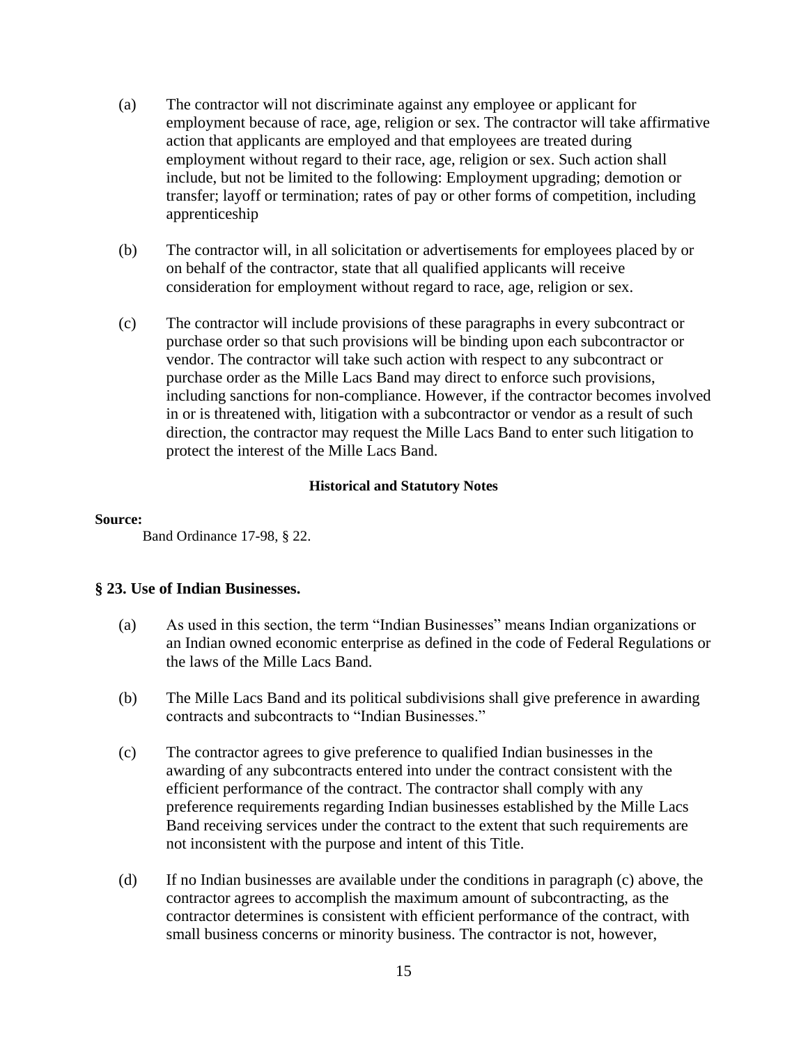(a) The contractor will not discriminate against any employee or applicant for employment because of race, age, religion or sex. The contractor will take affirmative action that applicants are employed and that employees are treated during employment without regard to their race, age, religion or sex. Such action shall include, but not be limited to the following: Employment upgrading; demotion or transfer; layoff or termination; rates of pay or other forms of competition, including apprenticeship

(b) The contractor will, in all solicitation or advertisements for employees placed by or on behalf of the contractor, state that all qualified applicants will receive consideration for employment without regard to race, age, religion or sex.

(c) The contractor will include provisions of these paragraphs in every subcontract or purchase order so that such provisions will be binding upon each subcontractor or vendor. The contractor will take such action with respect to any subcontract or purchase order as the Mille Lacs Band may direct to enforce such provisions, including sanctions for non-compliance. However, if the contractor becomes involved in or is threatened with, litigation with a subcontractor or vendor as a result of such direction, the contractor may request the Mille Lacs Band to enter such litigation to protect the interest of the Mille Lacs Band.

**Historical and Statutory Notes**

**Source:**

Band Ordinance 17-98, § 22.

### § 23. Use of Indian Businesses.

(a) As used in this section, the term "Indian Businesses" means Indian organizations or an Indian owned economic enterprise as defined in the code of Federal Regulations or the laws of the Mille Lacs Band.

(b) The Mille Lacs Band and its political subdivisions shall give preference in awarding contracts and subcontracts to "Indian Businesses."

(c) The contractor agrees to give preference to qualified Indian businesses in the awarding of any subcontracts entered into under the contract consistent with the efficient performance of the contract. The contractor shall comply with any preference requirements regarding Indian businesses established by the Mille Lacs Band receiving services under the contract to the extent that such requirements are not inconsistent with the purpose and intent of this Title.

(d) If no Indian businesses are available under the conditions in paragraph (c) above, the contractor agrees to accomplish the maximum amount of subcontracting, as the contractor determines is consistent with efficient performance of the contract, with small business concerns or minority business. The contractor is not, however,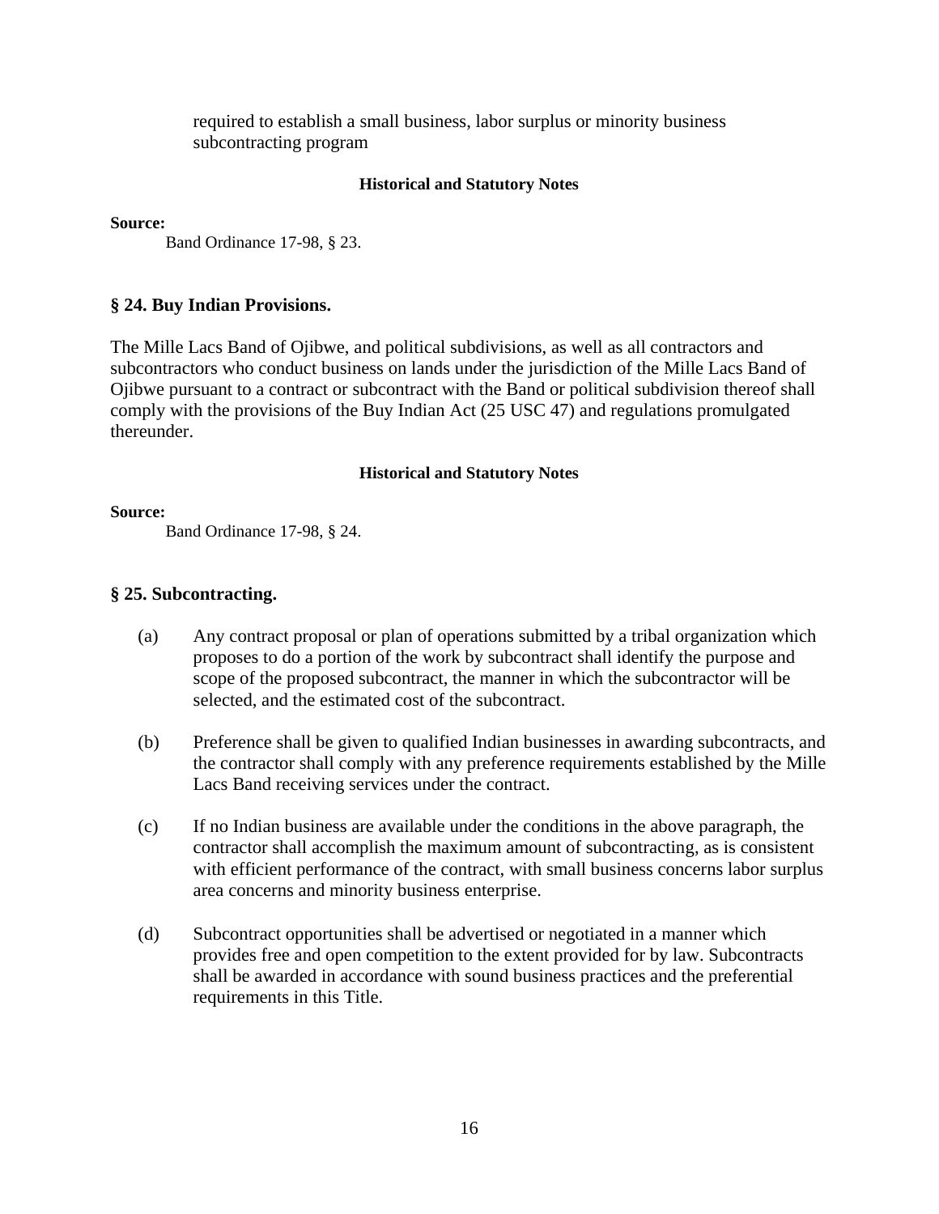required to establish a small business, labor surplus or minority business subcontracting program

**Historical and Statutory Notes**

**Source:**

Band Ordinance 17-98, § 23.

## § 24. Buy Indian Provisions.

The Mille Lacs Band of Ojibwe, and political subdivisions, as well as all contractors and subcontractors who conduct business on lands under the jurisdiction of the Mille Lacs Band of Ojibwe pursuant to a contract or subcontract with the Band or political subdivision thereof shall comply with the provisions of the Buy Indian Act (25 USC 47) and regulations promulgated thereunder.

**Historical and Statutory Notes**

**Source:**

Band Ordinance 17-98, § 24.

## § 25. Subcontracting.

(a) Any contract proposal or plan of operations submitted by a tribal organization which proposes to do a portion of the work by subcontract shall identify the purpose and scope of the proposed subcontract, the manner in which the subcontractor will be selected, and the estimated cost of the subcontract.

(b) Preference shall be given to qualified Indian businesses in awarding subcontracts, and the contractor shall comply with any preference requirements established by the Mille Lacs Band receiving services under the contract.

(c) If no Indian business are available under the conditions in the above paragraph, the contractor shall accomplish the maximum amount of subcontracting, as is consistent with efficient performance of the contract, with small business concerns labor surplus area concerns and minority business enterprise.

(d) Subcontract opportunities shall be advertised or negotiated in a manner which provides free and open competition to the extent provided for by law. Subcontracts shall be awarded in accordance with sound business practices and the preferential requirements in this Title.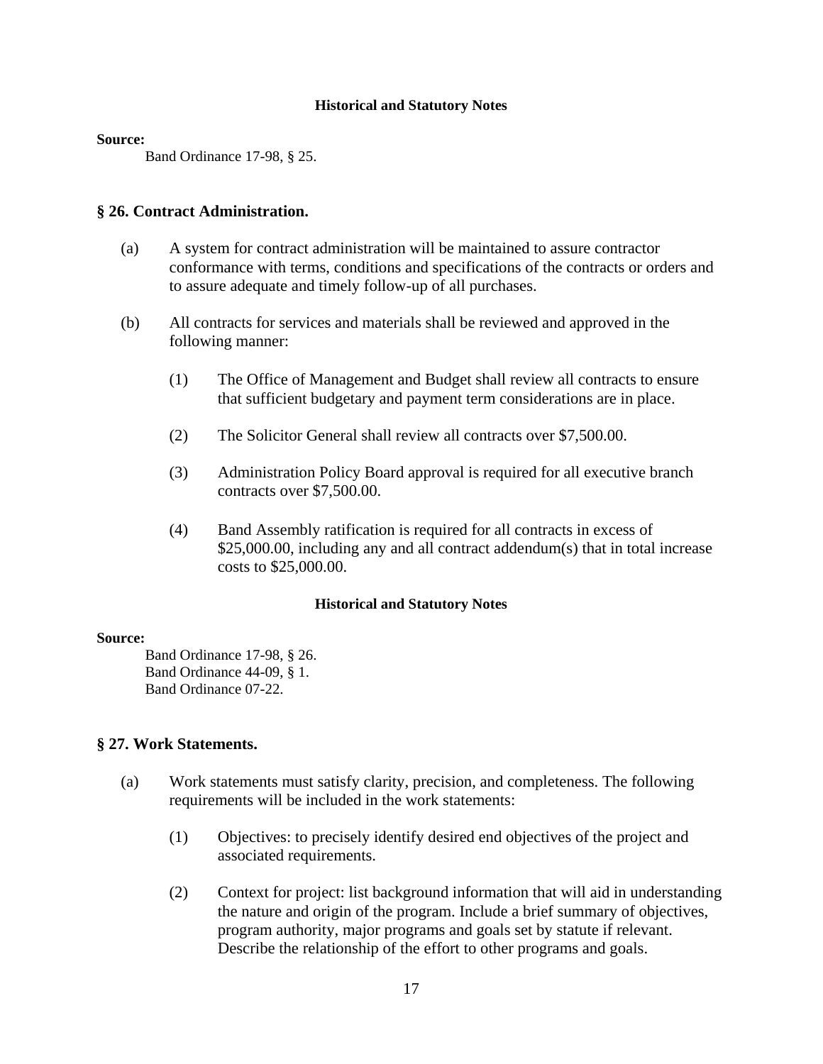#### Historical and Statutory Notes

**Source:**

Band Ordinance 17-98, § 25.

### § 26. Contract Administration.

(a) A system for contract administration will be maintained to assure contractor conformance with terms, conditions and specifications of the contracts or orders and to assure adequate and timely follow-up of all purchases.

(b) All contracts for services and materials shall be reviewed and approved in the following manner:

(1) The Office of Management and Budget shall review all contracts to ensure that sufficient budgetary and payment term considerations are in place.

(2) The Solicitor General shall review all contracts over $7,500.00.

(3) Administration Policy Board approval is required for all executive branch contracts over $7,500.00.

(4) Band Assembly ratification is required for all contracts in excess of $25,000.00, including any and all contract addendum(s) that in total increase costs to $25,000.00.

#### Historical and Statutory Notes

**Source:**

Band Ordinance 17-98, § 26.
Band Ordinance 44-09, § 1.
Band Ordinance 07-22.

### § 27. Work Statements.

(a) Work statements must satisfy clarity, precision, and completeness. The following requirements will be included in the work statements:

(1) Objectives: to precisely identify desired end objectives of the project and associated requirements.

(2) Context for project: list background information that will aid in understanding the nature and origin of the program. Include a brief summary of objectives, program authority, major programs and goals set by statute if relevant. Describe the relationship of the effort to other programs and goals.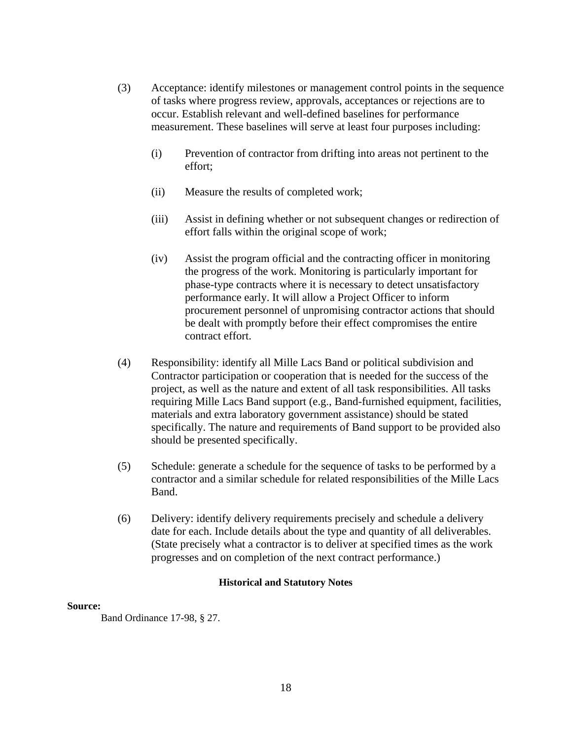(3) Acceptance: identify milestones or management control points in the sequence of tasks where progress review, approvals, acceptances or rejections are to occur. Establish relevant and well-defined baselines for performance measurement. These baselines will serve at least four purposes including:

   (i) Prevention of contractor from drifting into areas not pertinent to the effort;

   (ii) Measure the results of completed work;

   (iii) Assist in defining whether or not subsequent changes or redirection of effort falls within the original scope of work;

   (iv) Assist the program official and the contracting officer in monitoring the progress of the work. Monitoring is particularly important for phase-type contracts where it is necessary to detect unsatisfactory performance early. It will allow a Project Officer to inform procurement personnel of unpromising contractor actions that should be dealt with promptly before their effect compromises the entire contract effort.

(4) Responsibility: identify all Mille Lacs Band or political subdivision and Contractor participation or cooperation that is needed for the success of the project, as well as the nature and extent of all task responsibilities. All tasks requiring Mille Lacs Band support (e.g., Band-furnished equipment, facilities, materials and extra laboratory government assistance) should be stated specifically. The nature and requirements of Band support to be provided also should be presented specifically.

(5) Schedule: generate a schedule for the sequence of tasks to be performed by a contractor and a similar schedule for related responsibilities of the Mille Lacs Band.

(6) Delivery: identify delivery requirements precisely and schedule a delivery date for each. Include details about the type and quantity of all deliverables. (State precisely what a contractor is to deliver at specified times as the work progresses and on completion of the next contract performance.)

**Historical and Statutory Notes**

**Source:**

Band Ordinance 17-98, § 27.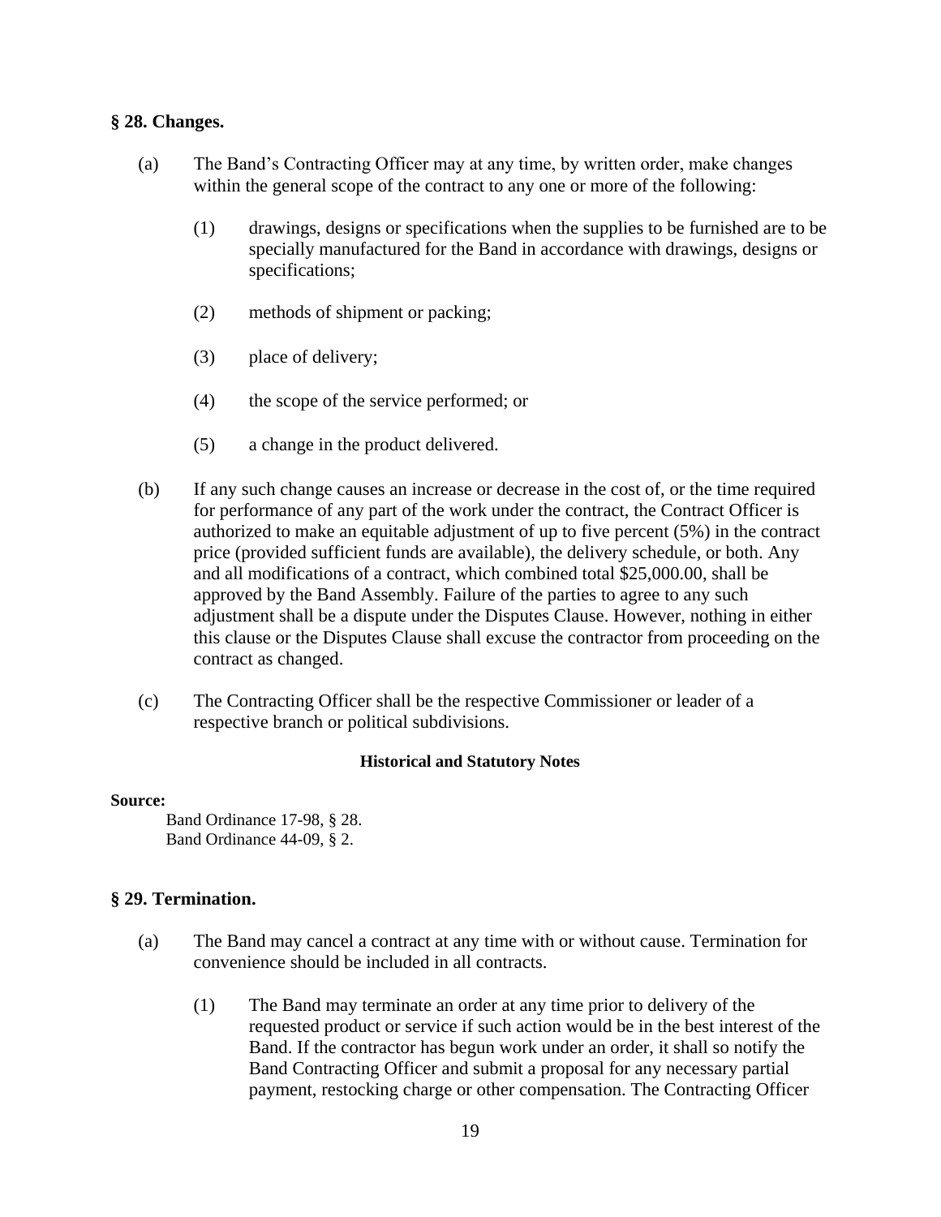### § 28. Changes.

(a) The Band's Contracting Officer may at any time, by written order, make changes within the general scope of the contract to any one or more of the following:

(1) drawings, designs or specifications when the supplies to be furnished are to be specially manufactured for the Band in accordance with drawings, designs or specifications;

(2) methods of shipment or packing;

(3) place of delivery;

(4) the scope of the service performed; or

(5) a change in the product delivered.

(b) If any such change causes an increase or decrease in the cost of, or the time required for performance of any part of the work under the contract, the Contract Officer is authorized to make an equitable adjustment of up to five percent (5%) in the contract price (provided sufficient funds are available), the delivery schedule, or both. Any and all modifications of a contract, which combined total $25,000.00, shall be approved by the Band Assembly. Failure of the parties to agree to any such adjustment shall be a dispute under the Disputes Clause. However, nothing in either this clause or the Disputes Clause shall excuse the contractor from proceeding on the contract as changed.

(c) The Contracting Officer shall be the respective Commissioner or leader of a respective branch or political subdivisions.

**Historical and Statutory Notes**

**Source:**

Band Ordinance 17-98, § 28.
Band Ordinance 44-09, § 2.

### § 29. Termination.

(a) The Band may cancel a contract at any time with or without cause. Termination for convenience should be included in all contracts.

(1) The Band may terminate an order at any time prior to delivery of the requested product or service if such action would be in the best interest of the Band. If the contractor has begun work under an order, it shall so notify the Band Contracting Officer and submit a proposal for any necessary partial payment, restocking charge or other compensation. The Contracting Officer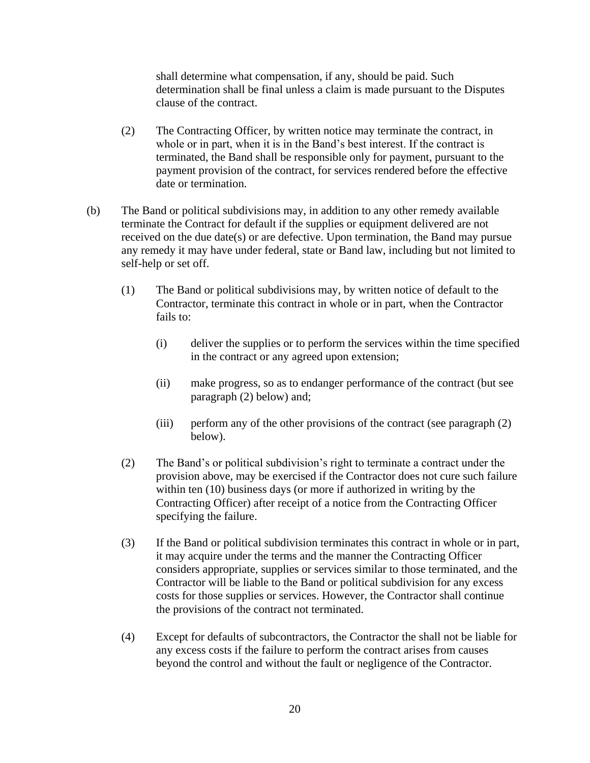shall determine what compensation, if any, should be paid. Such determination shall be final unless a claim is made pursuant to the Disputes clause of the contract.

(2) The Contracting Officer, by written notice may terminate the contract, in whole or in part, when it is in the Band's best interest. If the contract is terminated, the Band shall be responsible only for payment, pursuant to the payment provision of the contract, for services rendered before the effective date or termination.

(b) The Band or political subdivisions may, in addition to any other remedy available terminate the Contract for default if the supplies or equipment delivered are not received on the due date(s) or are defective. Upon termination, the Band may pursue any remedy it may have under federal, state or Band law, including but not limited to self-help or set off.

(1) The Band or political subdivisions may, by written notice of default to the Contractor, terminate this contract in whole or in part, when the Contractor fails to:

(i) deliver the supplies or to perform the services within the time specified in the contract or any agreed upon extension;

(ii) make progress, so as to endanger performance of the contract (but see paragraph (2) below) and;

(iii) perform any of the other provisions of the contract (see paragraph (2) below).

(2) The Band's or political subdivision's right to terminate a contract under the provision above, may be exercised if the Contractor does not cure such failure within ten (10) business days (or more if authorized in writing by the Contracting Officer) after receipt of a notice from the Contracting Officer specifying the failure.

(3) If the Band or political subdivision terminates this contract in whole or in part, it may acquire under the terms and the manner the Contracting Officer considers appropriate, supplies or services similar to those terminated, and the Contractor will be liable to the Band or political subdivision for any excess costs for those supplies or services. However, the Contractor shall continue the provisions of the contract not terminated.

(4) Except for defaults of subcontractors, the Contractor the shall not be liable for any excess costs if the failure to perform the contract arises from causes beyond the control and without the fault or negligence of the Contractor.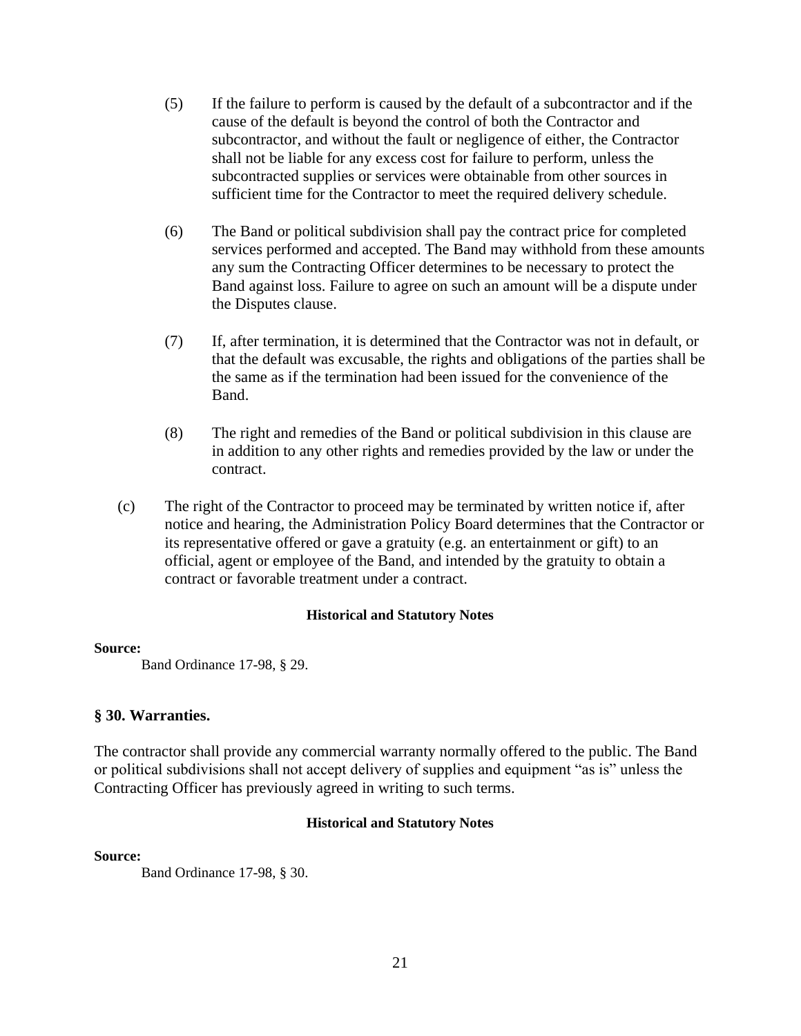(5) If the failure to perform is caused by the default of a subcontractor and if the cause of the default is beyond the control of both the Contractor and subcontractor, and without the fault or negligence of either, the Contractor shall not be liable for any excess cost for failure to perform, unless the subcontracted supplies or services were obtainable from other sources in sufficient time for the Contractor to meet the required delivery schedule.

(6) The Band or political subdivision shall pay the contract price for completed services performed and accepted. The Band may withhold from these amounts any sum the Contracting Officer determines to be necessary to protect the Band against loss. Failure to agree on such an amount will be a dispute under the Disputes clause.

(7) If, after termination, it is determined that the Contractor was not in default, or that the default was excusable, the rights and obligations of the parties shall be the same as if the termination had been issued for the convenience of the Band.

(8) The right and remedies of the Band or political subdivision in this clause are in addition to any other rights and remedies provided by the law or under the contract.

(c) The right of the Contractor to proceed may be terminated by written notice if, after notice and hearing, the Administration Policy Board determines that the Contractor or its representative offered or gave a gratuity (e.g. an entertainment or gift) to an official, agent or employee of the Band, and intended by the gratuity to obtain a contract or favorable treatment under a contract.

**Historical and Statutory Notes**

**Source:**

Band Ordinance 17-98, § 29.

## § 30. Warranties.

The contractor shall provide any commercial warranty normally offered to the public. The Band or political subdivisions shall not accept delivery of supplies and equipment "as is" unless the Contracting Officer has previously agreed in writing to such terms.

**Historical and Statutory Notes**

**Source:**

Band Ordinance 17-98, § 30.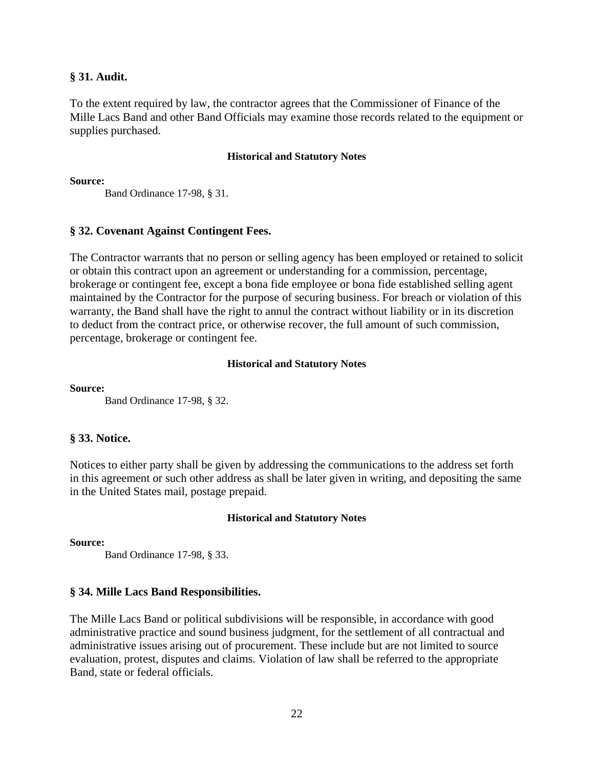### § 31. Audit.

To the extent required by law, the contractor agrees that the Commissioner of Finance of the Mille Lacs Band and other Band Officials may examine those records related to the equipment or supplies purchased.

**Historical and Statutory Notes**

**Source:**

Band Ordinance 17-98, § 31.

### § 32. Covenant Against Contingent Fees.

The Contractor warrants that no person or selling agency has been employed or retained to solicit or obtain this contract upon an agreement or understanding for a commission, percentage, brokerage or contingent fee, except a bona fide employee or bona fide established selling agent maintained by the Contractor for the purpose of securing business. For breach or violation of this warranty, the Band shall have the right to annul the contract without liability or in its discretion to deduct from the contract price, or otherwise recover, the full amount of such commission, percentage, brokerage or contingent fee.

**Historical and Statutory Notes**

**Source:**

Band Ordinance 17-98, § 32.

### § 33. Notice.

Notices to either party shall be given by addressing the communications to the address set forth in this agreement or such other address as shall be later given in writing, and depositing the same in the United States mail, postage prepaid.

**Historical and Statutory Notes**

**Source:**

Band Ordinance 17-98, § 33.

### § 34. Mille Lacs Band Responsibilities.

The Mille Lacs Band or political subdivisions will be responsible, in accordance with good administrative practice and sound business judgment, for the settlement of all contractual and administrative issues arising out of procurement. These include but are not limited to source evaluation, protest, disputes and claims. Violation of law shall be referred to the appropriate Band, state or federal officials.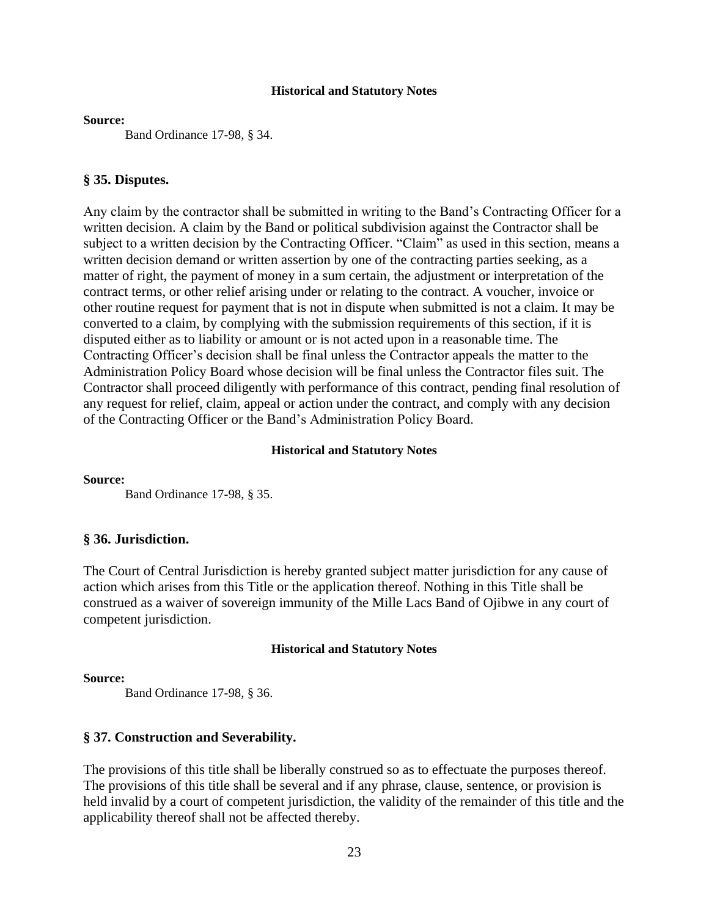#### Historical and Statutory Notes

**Source:**

Band Ordinance 17-98, § 34.

## § 35. Disputes.

Any claim by the contractor shall be submitted in writing to the Band's Contracting Officer for a written decision. A claim by the Band or political subdivision against the Contractor shall be subject to a written decision by the Contracting Officer. "Claim" as used in this section, means a written decision demand or written assertion by one of the contracting parties seeking, as a matter of right, the payment of money in a sum certain, the adjustment or interpretation of the contract terms, or other relief arising under or relating to the contract. A voucher, invoice or other routine request for payment that is not in dispute when submitted is not a claim. It may be converted to a claim, by complying with the submission requirements of this section, if it is disputed either as to liability or amount or is not acted upon in a reasonable time. The Contracting Officer's decision shall be final unless the Contractor appeals the matter to the Administration Policy Board whose decision will be final unless the Contractor files suit. The Contractor shall proceed diligently with performance of this contract, pending final resolution of any request for relief, claim, appeal or action under the contract, and comply with any decision of the Contracting Officer or the Band's Administration Policy Board.

#### Historical and Statutory Notes

**Source:**

Band Ordinance 17-98, § 35.

## § 36. Jurisdiction.

The Court of Central Jurisdiction is hereby granted subject matter jurisdiction for any cause of action which arises from this Title or the application thereof. Nothing in this Title shall be construed as a waiver of sovereign immunity of the Mille Lacs Band of Ojibwe in any court of competent jurisdiction.

#### Historical and Statutory Notes

**Source:**

Band Ordinance 17-98, § 36.

## § 37. Construction and Severability.

The provisions of this title shall be liberally construed so as to effectuate the purposes thereof. The provisions of this title shall be several and if any phrase, clause, sentence, or provision is held invalid by a court of competent jurisdiction, the validity of the remainder of this title and the applicability thereof shall not be affected thereby.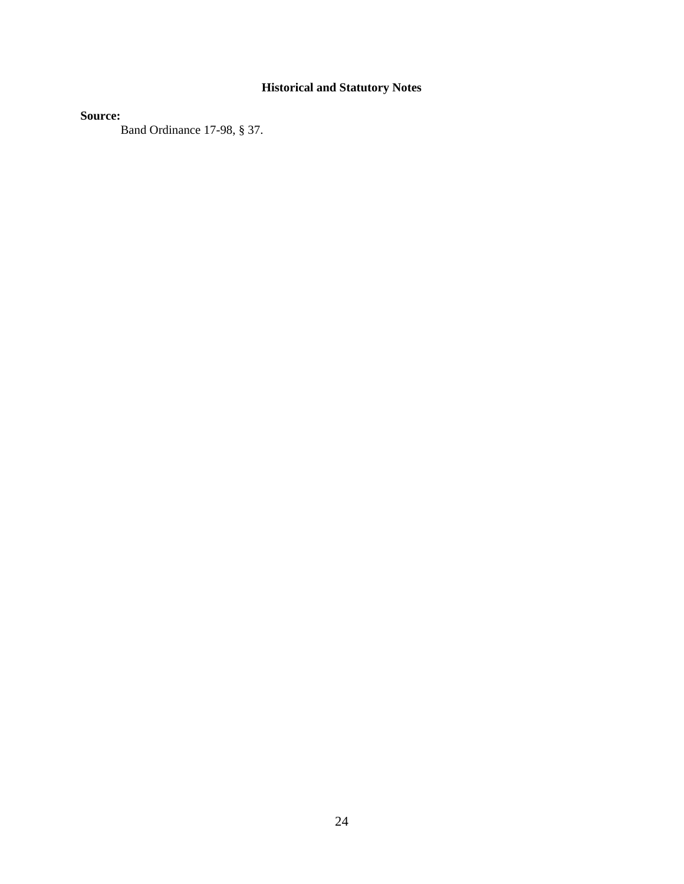**Historical and Statutory Notes**

**Source:**

Band Ordinance 17-98, § 37.